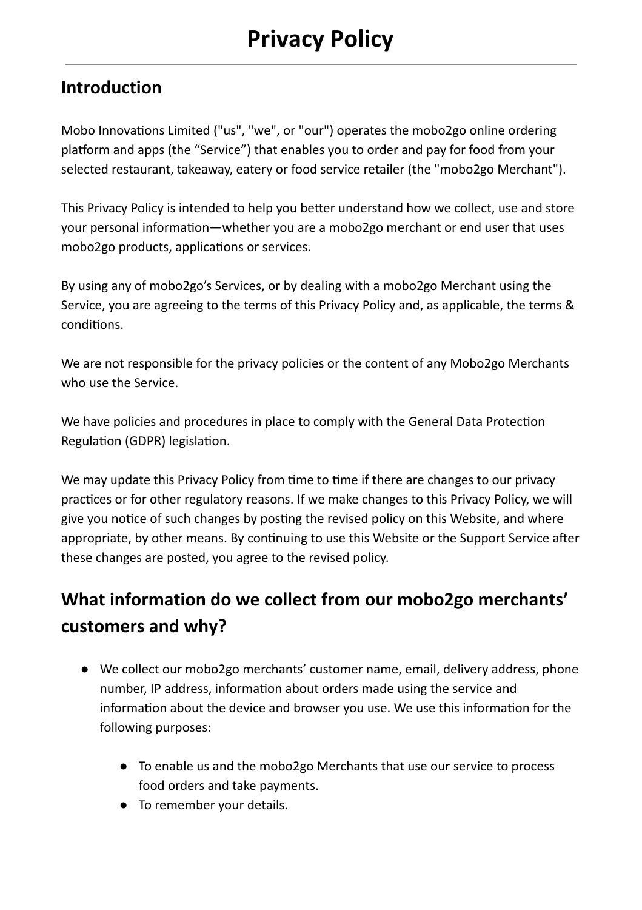# Privacy Policy

## Introduction

Mobo Innovations Limited ("us", "we", or "our") operates the mobo2go online ordering platform and apps (the "Service") that enables you to order and pay for food from your selected restaurant, takeaway, eatery or food service retailer (the "mobo2go Merchant").

This Privacy Policy is intended to help you better understand how we collect, use and store your personal information—whether you are a mobo2go merchant or end user that uses mobo2go products, applications or services.

By using any of mobo2go's Services, or by dealing with a mobo2go Merchant using the Service, you are agreeing to the terms of this Privacy Policy and, as applicable, the terms & conditions.

We are not responsible for the privacy policies or the content of any Mobo2go Merchants who use the Service.

We have policies and procedures in place to comply with the General Data Protection Regulation (GDPR) legislation.

We may update this Privacy Policy from time to time if there are changes to our privacy practices or for other regulatory reasons. If we make changes to this Privacy Policy, we will give you notice of such changes by posting the revised policy on this Website, and where appropriate, by other means. By continuing to use this Website or the Support Service after these changes are posted, you agree to the revised policy.

## What information do we collect from our mobo2go merchants' customers and why?

- We collect our mobo2go merchants' customer name, email, delivery address, phone number, IP address, information about orders made using the service and information about the device and browser you use. We use this information for the following purposes:
  - To enable us and the mobo2go Merchants that use our service to process food orders and take payments.
  - To remember your details.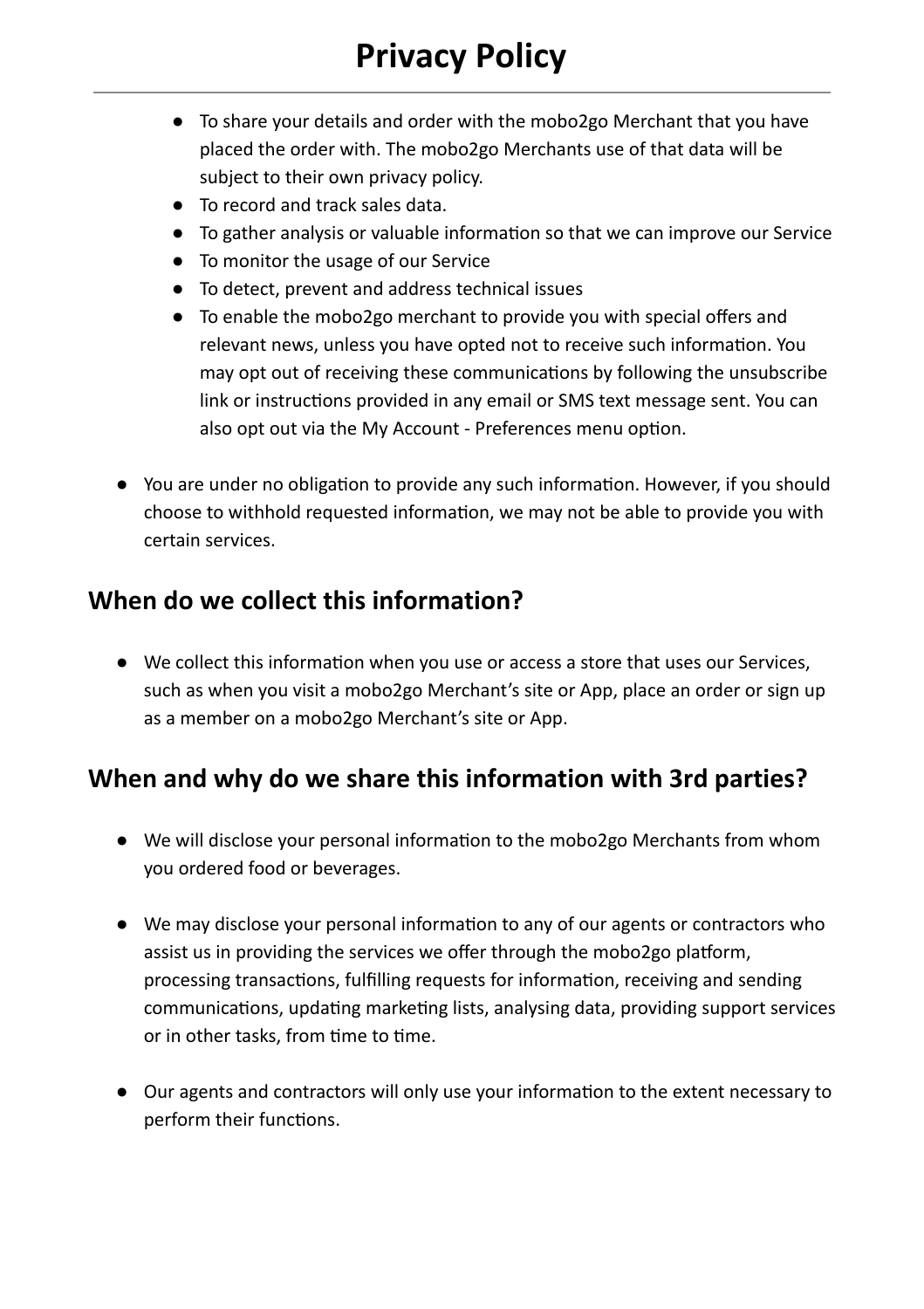- To share your details and order with the mobo2go Merchant that you have placed the order with. The mobo2go Merchants use of that data will be subject to their own privacy policy.
- To record and track sales data.
- To gather analysis or valuable information so that we can improve our Service
- To monitor the usage of our Service
- To detect, prevent and address technical issues
- To enable the mobo2go merchant to provide you with special offers and relevant news, unless you have opted not to receive such information. You may opt out of receiving these communications by following the unsubscribe link or instructions provided in any email or SMS text message sent. You can also opt out via the My Account - Preferences menu option.

- You are under no obligation to provide any such information. However, if you should choose to withhold requested information, we may not be able to provide you with certain services.

## When do we collect this information?

- We collect this information when you use or access a store that uses our Services, such as when you visit a mobo2go Merchant's site or App, place an order or sign up as a member on a mobo2go Merchant's site or App.

## When and why do we share this information with 3rd parties?

- We will disclose your personal information to the mobo2go Merchants from whom you ordered food or beverages.

- We may disclose your personal information to any of our agents or contractors who assist us in providing the services we offer through the mobo2go platform, processing transactions, fulfilling requests for information, receiving and sending communications, updating marketing lists, analysing data, providing support services or in other tasks, from time to time.

- Our agents and contractors will only use your information to the extent necessary to perform their functions.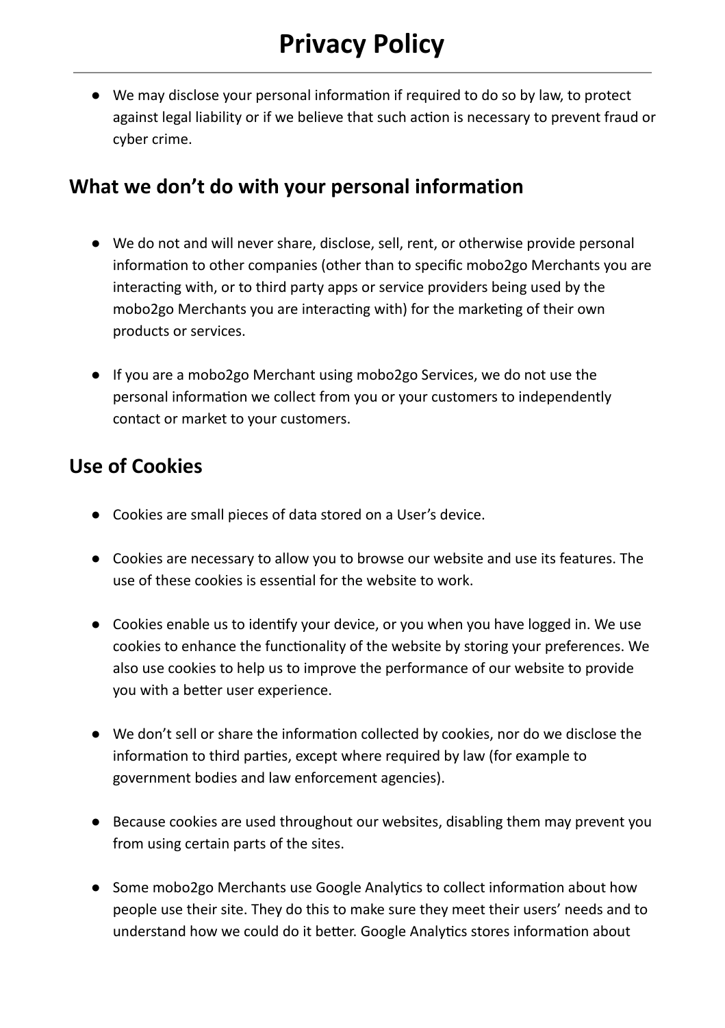- We may disclose your personal information if required to do so by law, to protect against legal liability or if we believe that such action is necessary to prevent fraud or cyber crime.

## What we don't do with your personal information

- We do not and will never share, disclose, sell, rent, or otherwise provide personal information to other companies (other than to specific mobo2go Merchants you are interacting with, or to third party apps or service providers being used by the mobo2go Merchants you are interacting with) for the marketing of their own products or services.

- If you are a mobo2go Merchant using mobo2go Services, we do not use the personal information we collect from you or your customers to independently contact or market to your customers.

## Use of Cookies

- Cookies are small pieces of data stored on a User's device.

- Cookies are necessary to allow you to browse our website and use its features. The use of these cookies is essential for the website to work.

- Cookies enable us to identify your device, or you when you have logged in. We use cookies to enhance the functionality of the website by storing your preferences. We also use cookies to help us to improve the performance of our website to provide you with a better user experience.

- We don't sell or share the information collected by cookies, nor do we disclose the information to third parties, except where required by law (for example to government bodies and law enforcement agencies).

- Because cookies are used throughout our websites, disabling them may prevent you from using certain parts of the sites.

- Some mobo2go Merchants use Google Analytics to collect information about how people use their site. They do this to make sure they meet their users' needs and to understand how we could do it better. Google Analytics stores information about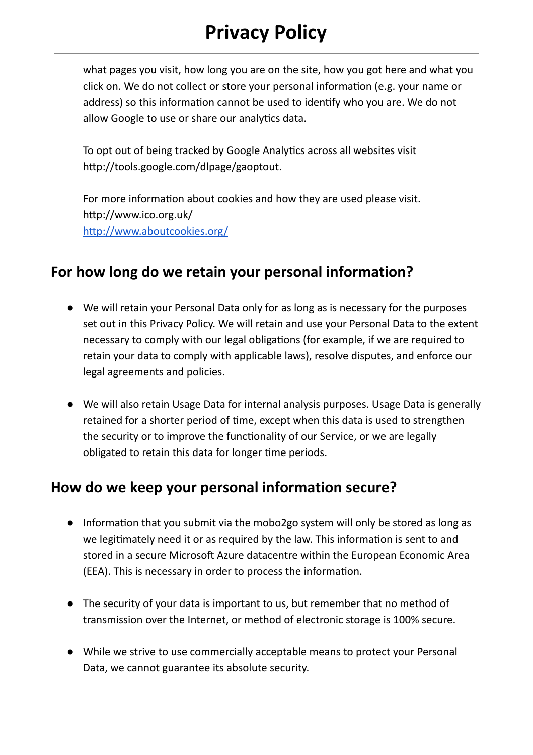what pages you visit, how long you are on the site, how you got here and what you click on. We do not collect or store your personal information (e.g. your name or address) so this information cannot be used to identify who you are. We do not allow Google to use or share our analytics data.

To opt out of being tracked by Google Analytics across all websites visit http://tools.google.com/dlpage/gaoptout.

For more information about cookies and how they are used please visit.
http://www.ico.org.uk/
[http://www.aboutcookies.org/](http://www.aboutcookies.org/)

## For how long do we retain your personal information?

- We will retain your Personal Data only for as long as is necessary for the purposes set out in this Privacy Policy. We will retain and use your Personal Data to the extent necessary to comply with our legal obligations (for example, if we are required to retain your data to comply with applicable laws), resolve disputes, and enforce our legal agreements and policies.

- We will also retain Usage Data for internal analysis purposes. Usage Data is generally retained for a shorter period of time, except when this data is used to strengthen the security or to improve the functionality of our Service, or we are legally obligated to retain this data for longer time periods.

## How do we keep your personal information secure?

- Information that you submit via the mobo2go system will only be stored as long as we legitimately need it or as required by the law. This information is sent to and stored in a secure Microsoft Azure datacentre within the European Economic Area (EEA). This is necessary in order to process the information.

- The security of your data is important to us, but remember that no method of transmission over the Internet, or method of electronic storage is 100% secure.

- While we strive to use commercially acceptable means to protect your Personal Data, we cannot guarantee its absolute security.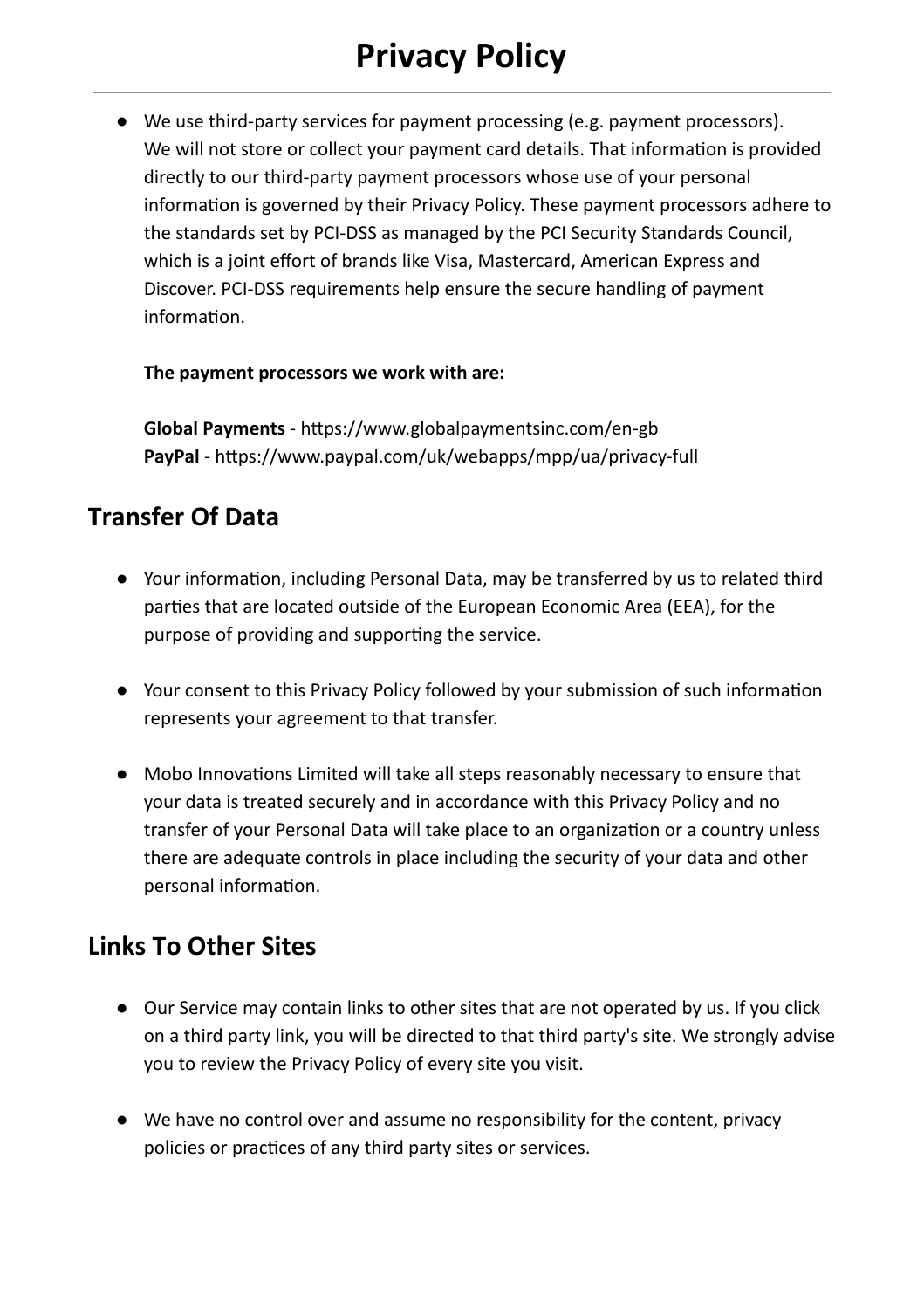# Privacy Policy

- We use third-party services for payment processing (e.g. payment processors). We will not store or collect your payment card details. That information is provided directly to our third-party payment processors whose use of your personal information is governed by their Privacy Policy. These payment processors adhere to the standards set by PCI-DSS as managed by the PCI Security Standards Council, which is a joint effort of brands like Visa, Mastercard, American Express and Discover. PCI-DSS requirements help ensure the secure handling of payment information.

  **The payment processors we work with are:**

  **Global Payments** - https://www.globalpaymentsinc.com/en-gb
  **PayPal** - https://www.paypal.com/uk/webapps/mpp/ua/privacy-full

## Transfer Of Data

- Your information, including Personal Data, may be transferred by us to related third parties that are located outside of the European Economic Area (EEA), for the purpose of providing and supporting the service.

- Your consent to this Privacy Policy followed by your submission of such information represents your agreement to that transfer.

- Mobo Innovations Limited will take all steps reasonably necessary to ensure that your data is treated securely and in accordance with this Privacy Policy and no transfer of your Personal Data will take place to an organization or a country unless there are adequate controls in place including the security of your data and other personal information.

## Links To Other Sites

- Our Service may contain links to other sites that are not operated by us. If you click on a third party link, you will be directed to that third party's site. We strongly advise you to review the Privacy Policy of every site you visit.

- We have no control over and assume no responsibility for the content, privacy policies or practices of any third party sites or services.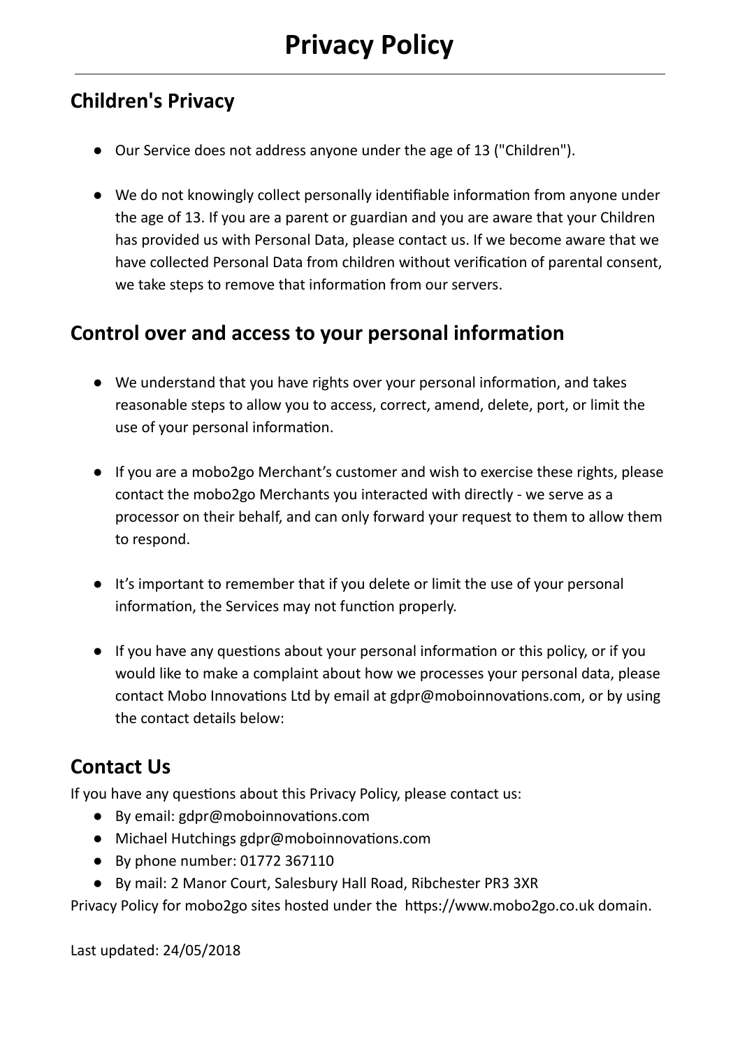# Privacy Policy

## Children's Privacy

- Our Service does not address anyone under the age of 13 ("Children").

- We do not knowingly collect personally identifiable information from anyone under the age of 13. If you are a parent or guardian and you are aware that your Children has provided us with Personal Data, please contact us. If we become aware that we have collected Personal Data from children without verification of parental consent, we take steps to remove that information from our servers.

## Control over and access to your personal information

- We understand that you have rights over your personal information, and takes reasonable steps to allow you to access, correct, amend, delete, port, or limit the use of your personal information.

- If you are a mobo2go Merchant's customer and wish to exercise these rights, please contact the mobo2go Merchants you interacted with directly - we serve as a processor on their behalf, and can only forward your request to them to allow them to respond.

- It's important to remember that if you delete or limit the use of your personal information, the Services may not function properly.

- If you have any questions about your personal information or this policy, or if you would like to make a complaint about how we processes your personal data, please contact Mobo Innovations Ltd by email at gdpr@moboinnovations.com, or by using the contact details below:

## Contact Us

If you have any questions about this Privacy Policy, please contact us:

- By email: gdpr@moboinnovations.com
- Michael Hutchings gdpr@moboinnovations.com
- By phone number: 01772 367110
- By mail: 2 Manor Court, Salesbury Hall Road, Ribchester PR3 3XR

Privacy Policy for mobo2go sites hosted under the https://www.mobo2go.co.uk domain.

Last updated: 24/05/2018